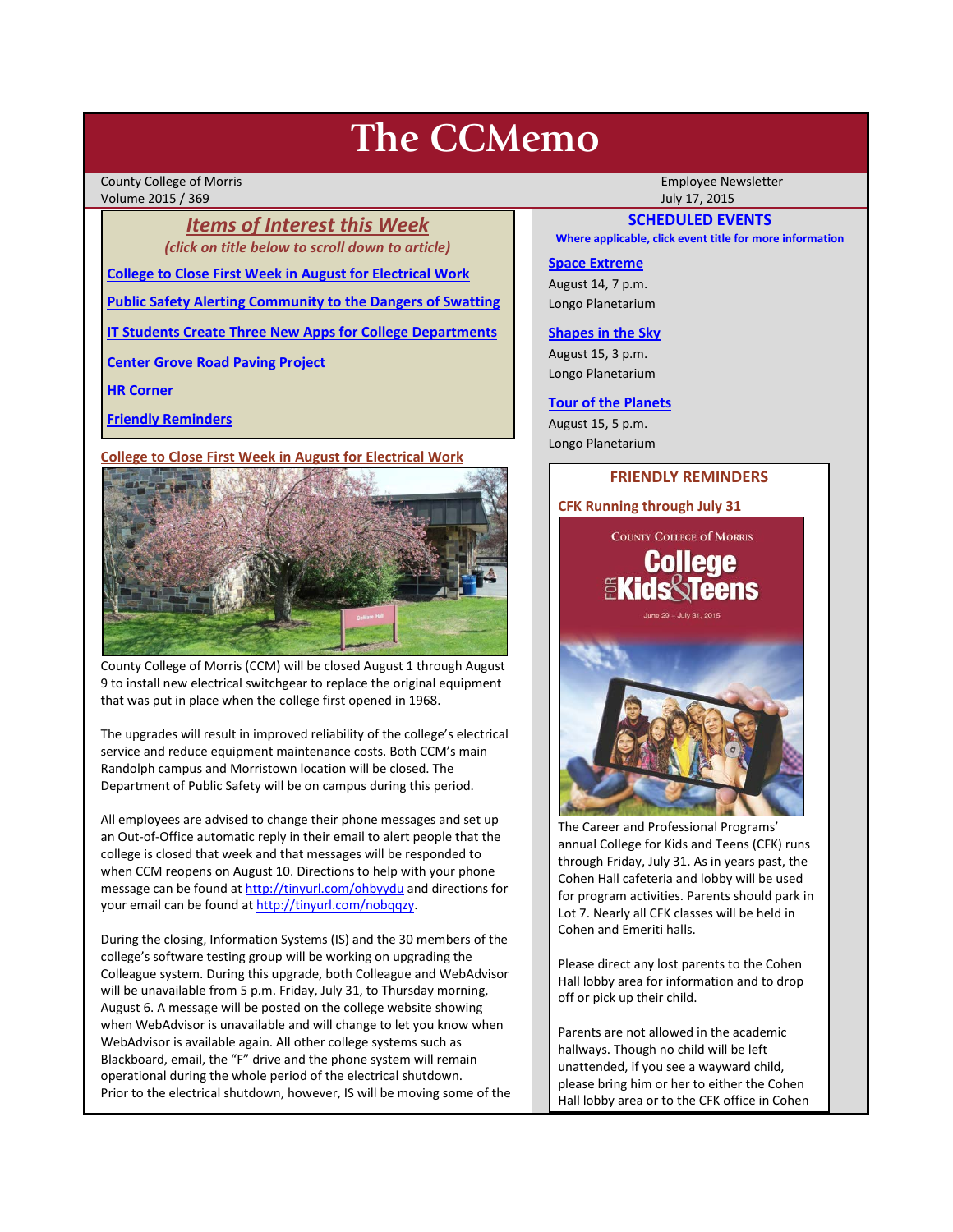# The CCMemo

County College of Morris
Volume 2015 / 369

Employee Newsletter
July 17, 2015

## *Items of Interest this Week*

*(click on title below to scroll down to article)*

**College to Close First Week in August for Electrical Work**

**Public Safety Alerting Community to the Dangers of Swatting**

**IT Students Create Three New Apps for College Departments**

**Center Grove Road Paving Project**

**HR Corner**

**Friendly Reminders**

## College to Close First Week in August for Electrical Work

County College of Morris (CCM) will be closed August 1 through August 9 to install new electrical switchgear to replace the original equipment that was put in place when the college first opened in 1968.

The upgrades will result in improved reliability of the college's electrical service and reduce equipment maintenance costs. Both CCM's main Randolph campus and Morristown location will be closed. The Department of Public Safety will be on campus during this period.

All employees are advised to change their phone messages and set up an Out-of-Office automatic reply in their email to alert people that the college is closed that week and that messages will be responded to when CCM reopens on August 10. Directions to help with your phone message can be found at http://tinyurl.com/ohbyydu and directions for your email can be found at http://tinyurl.com/nobqqzy.

During the closing, Information Systems (IS) and the 30 members of the college's software testing group will be working on upgrading the Colleague system. During this upgrade, both Colleague and WebAdvisor will be unavailable from 5 p.m. Friday, July 31, to Thursday morning, August 6. A message will be posted on the college website showing when WebAdvisor is unavailable and will change to let you know when WebAdvisor is available again. All other college systems such as Blackboard, email, the "F" drive and the phone system will remain operational during the whole period of the electrical shutdown.
Prior to the electrical shutdown, however, IS will be moving some of the

## SCHEDULED EVENTS

**Where applicable, click event title for more information**

**Space Extreme**
August 14, 7 p.m.
Longo Planetarium

**Shapes in the Sky**
August 15, 3 p.m.
Longo Planetarium

**Tour of the Planets**
August 15, 5 p.m.
Longo Planetarium

## FRIENDLY REMINDERS

**CFK Running through July 31**

The Career and Professional Programs' annual College for Kids and Teens (CFK) runs through Friday, July 31. As in years past, the Cohen Hall cafeteria and lobby will be used for program activities. Parents should park in Lot 7. Nearly all CFK classes will be held in Cohen and Emeriti halls.

Please direct any lost parents to the Cohen Hall lobby area for information and to drop off or pick up their child.

Parents are not allowed in the academic hallways. Though no child will be left unattended, if you see a wayward child, please bring him or her to either the Cohen Hall lobby area or to the CFK office in Cohen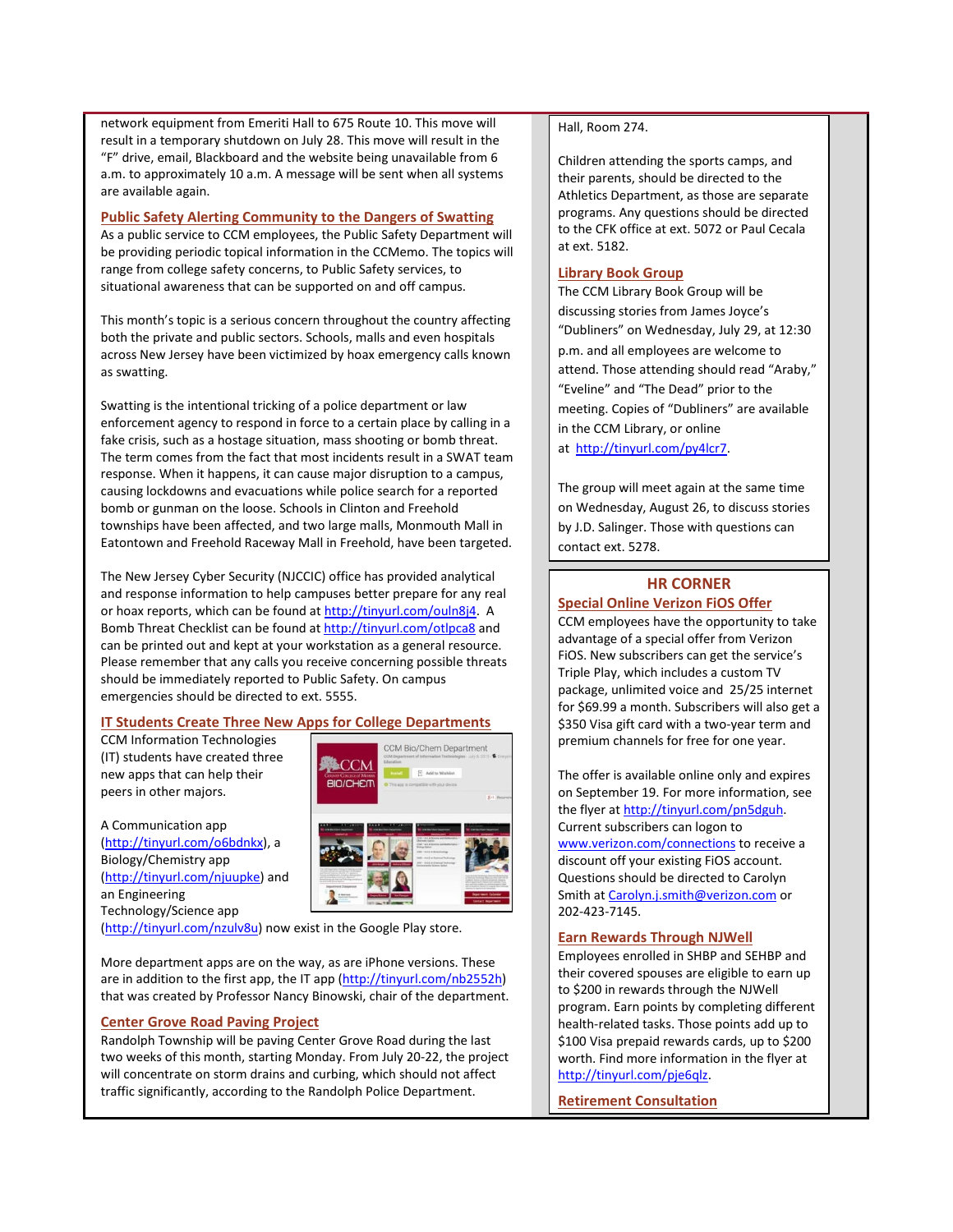network equipment from Emeriti Hall to 675 Route 10. This move will result in a temporary shutdown on July 28. This move will result in the "F" drive, email, Blackboard and the website being unavailable from 6 a.m. to approximately 10 a.m. A message will be sent when all systems are available again.

### Public Safety Alerting Community to the Dangers of Swatting

As a public service to CCM employees, the Public Safety Department will be providing periodic topical information in the CCMemo. The topics will range from college safety concerns, to Public Safety services, to situational awareness that can be supported on and off campus.

This month's topic is a serious concern throughout the country affecting both the private and public sectors. Schools, malls and even hospitals across New Jersey have been victimized by hoax emergency calls known as swatting.

Swatting is the intentional tricking of a police department or law enforcement agency to respond in force to a certain place by calling in a fake crisis, such as a hostage situation, mass shooting or bomb threat. The term comes from the fact that most incidents result in a SWAT team response. When it happens, it can cause major disruption to a campus, causing lockdowns and evacuations while police search for a reported bomb or gunman on the loose. Schools in Clinton and Freehold townships have been affected, and two large malls, Monmouth Mall in Eatontown and Freehold Raceway Mall in Freehold, have been targeted.

The New Jersey Cyber Security (NJCCIC) office has provided analytical and response information to help campuses better prepare for any real or hoax reports, which can be found at http://tinyurl.com/ouln8j4. A Bomb Threat Checklist can be found at http://tinyurl.com/otlpca8 and can be printed out and kept at your workstation as a general resource. Please remember that any calls you receive concerning possible threats should be immediately reported to Public Safety. On campus emergencies should be directed to ext. 5555.

### IT Students Create Three New Apps for College Departments

CCM Information Technologies (IT) students have created three new apps that can help their peers in other majors.

A Communication app (http://tinyurl.com/o6bdnkx), a Biology/Chemistry app (http://tinyurl.com/njuupke) and an Engineering Technology/Science app (http://tinyurl.com/nzulv8u) now exist in the Google Play store.

More department apps are on the way, as are iPhone versions. These are in addition to the first app, the IT app (http://tinyurl.com/nb2552h) that was created by Professor Nancy Binowski, chair of the department.

### Center Grove Road Paving Project

Randolph Township will be paving Center Grove Road during the last two weeks of this month, starting Monday. From July 20-22, the project will concentrate on storm drains and curbing, which should not affect traffic significantly, according to the Randolph Police Department.

Hall, Room 274.

Children attending the sports camps, and their parents, should be directed to the Athletics Department, as those are separate programs. Any questions should be directed to the CFK office at ext. 5072 or Paul Cecala at ext. 5182.

### Library Book Group

The CCM Library Book Group will be discussing stories from James Joyce's "Dubliners" on Wednesday, July 29, at 12:30 p.m. and all employees are welcome to attend. Those attending should read "Araby," "Eveline" and "The Dead" prior to the meeting. Copies of "Dubliners" are available in the CCM Library, or online at http://tinyurl.com/py4lcr7.

The group will meet again at the same time on Wednesday, August 26, to discuss stories by J.D. Salinger. Those with questions can contact ext. 5278.

## HR CORNER

### Special Online Verizon FiOS Offer

CCM employees have the opportunity to take advantage of a special offer from Verizon FiOS. New subscribers can get the service's Triple Play, which includes a custom TV package, unlimited voice and 25/25 internet for $69.99 a month. Subscribers will also get a $350 Visa gift card with a two-year term and premium channels for free for one year.

The offer is available online only and expires on September 19. For more information, see the flyer at http://tinyurl.com/pn5dguh. Current subscribers can logon to www.verizon.com/connections to receive a discount off your existing FiOS account. Questions should be directed to Carolyn Smith at Carolyn.j.smith@verizon.com or 202-423-7145.

### Earn Rewards Through NJWell

Employees enrolled in SHBP and SEHBP and their covered spouses are eligible to earn up to $200 in rewards through the NJWell program. Earn points by completing different health-related tasks. Those points add up to $100 Visa prepaid rewards cards, up to $200 worth. Find more information in the flyer at http://tinyurl.com/pje6qlz.

### Retirement Consultation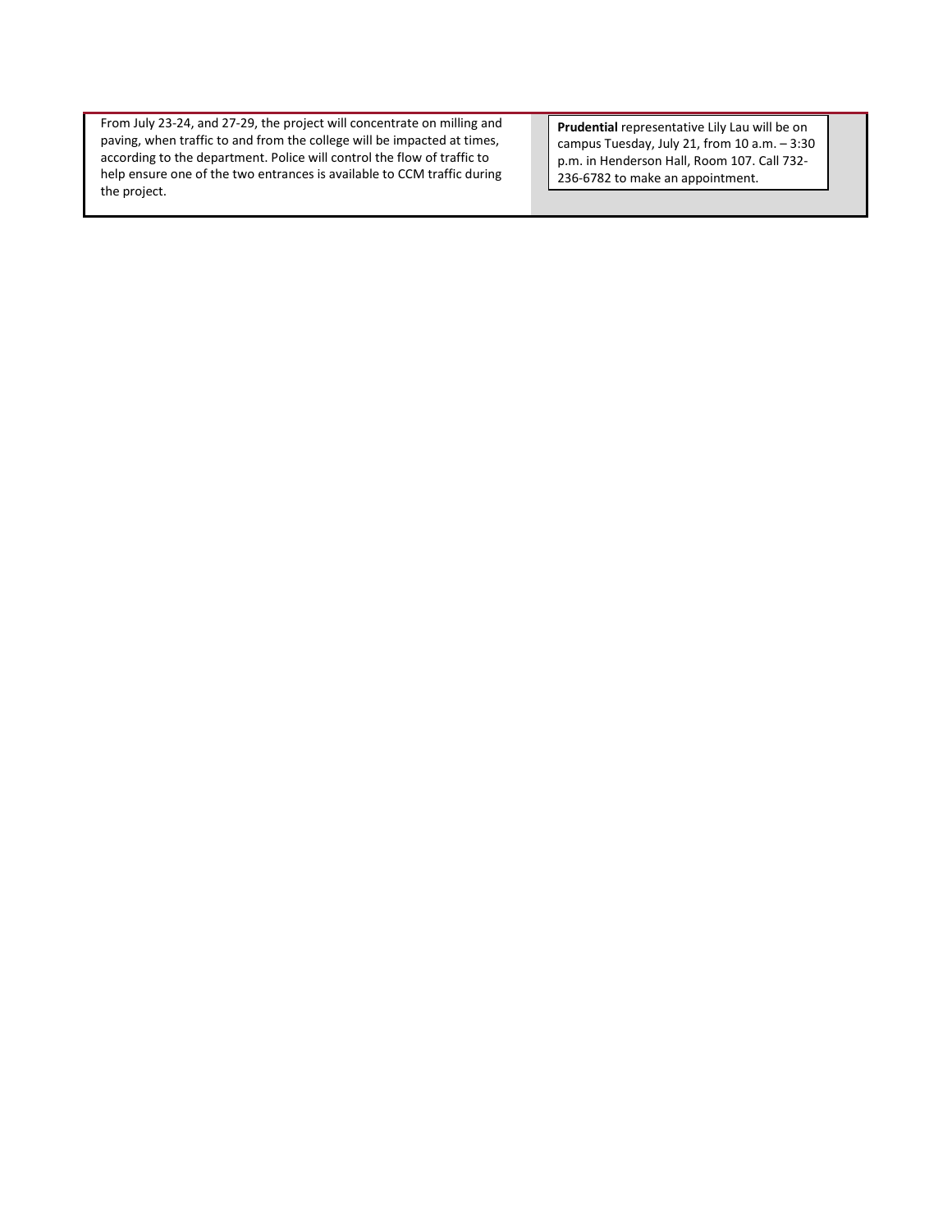From July 23-24, and 27-29, the project will concentrate on milling and paving, when traffic to and from the college will be impacted at times, according to the department. Police will control the flow of traffic to help ensure one of the two entrances is available to CCM traffic during the project.

**Prudential** representative Lily Lau will be on campus Tuesday, July 21, from 10 a.m. – 3:30 p.m. in Henderson Hall, Room 107. Call 732-236-6782 to make an appointment.